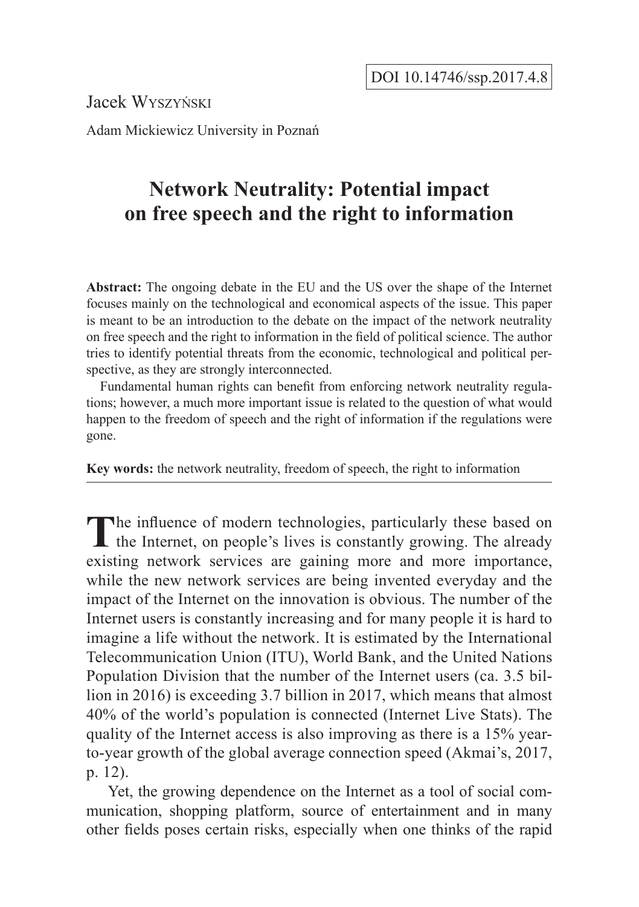DOI 10.14746/ssp.2017.4.8

Jacek Wyszyński

Adam Mickiewicz University in Poznań

# Network Neutrality: Potential impact on free speech and the right to information

**Abstract:** The ongoing debate in the EU and the US over the shape of the Internet focuses mainly on the technological and economical aspects of the issue. This paper is meant to be an introduction to the debate on the impact of the network neutrality on free speech and the right to information in the field of political science. The author tries to identify potential threats from the economic, technological and political perspective, as they are strongly interconnected.

Fundamental human rights can benefit from enforcing network neutrality regulations; however, a much more important issue is related to the question of what would happen to the freedom of speech and the right of information if the regulations were gone.

**Key words:** the network neutrality, freedom of speech, the right to information

---

The influence of modern technologies, particularly these based on the Internet, on people's lives is constantly growing. The already existing network services are gaining more and more importance, while the new network services are being invented everyday and the impact of the Internet on the innovation is obvious. The number of the Internet users is constantly increasing and for many people it is hard to imagine a life without the network. It is estimated by the International Telecommunication Union (ITU), World Bank, and the United Nations Population Division that the number of the Internet users (ca. 3.5 billion in 2016) is exceeding 3.7 billion in 2017, which means that almost 40% of the world's population is connected (Internet Live Stats). The quality of the Internet access is also improving as there is a 15% year-to-year growth of the global average connection speed (Akmai's, 2017, p. 12).

Yet, the growing dependence on the Internet as a tool of social communication, shopping platform, source of entertainment and in many other fields poses certain risks, especially when one thinks of the rapid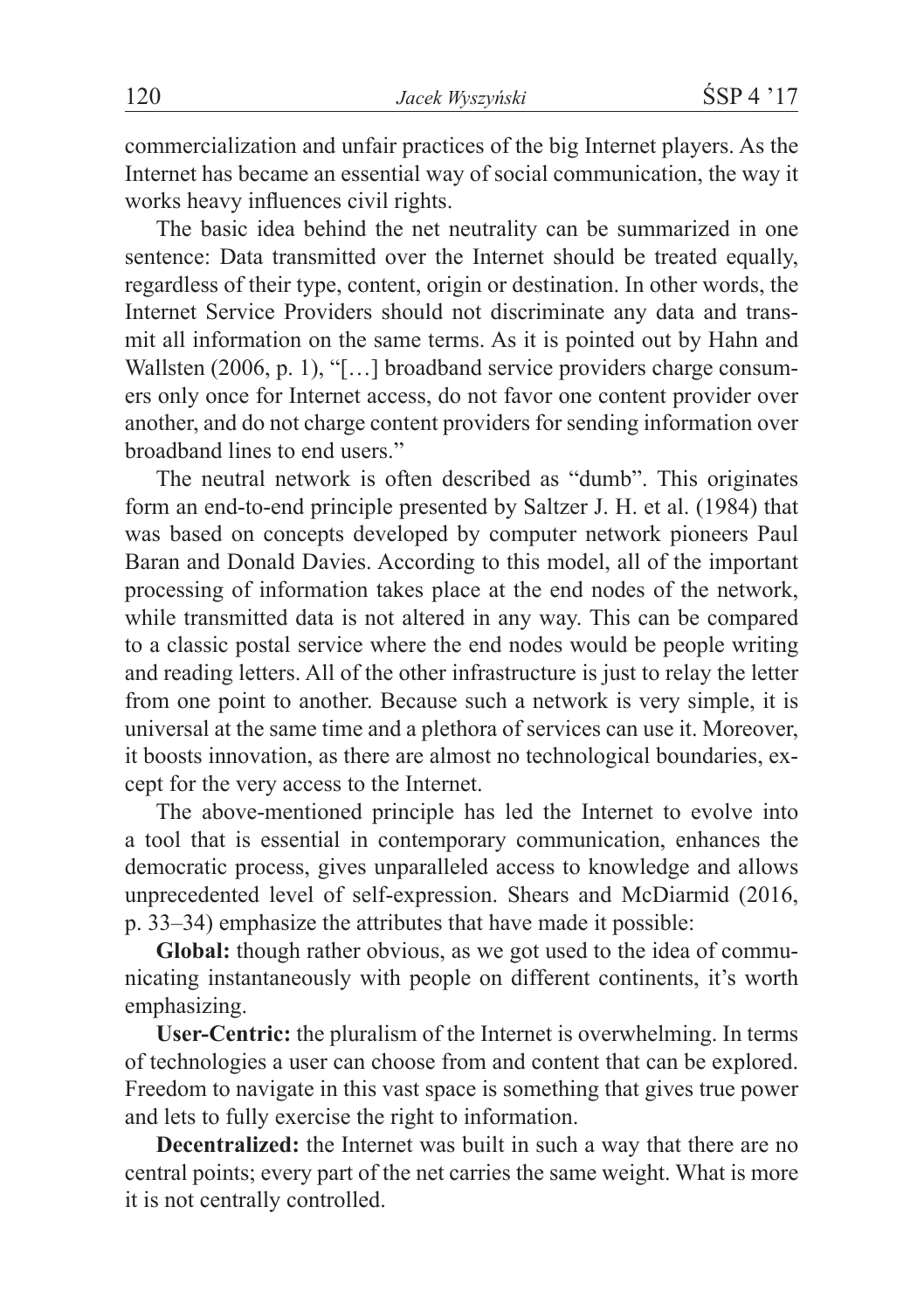commercialization and unfair practices of the big Internet players. As the Internet has became an essential way of social communication, the way it works heavy influences civil rights.

The basic idea behind the net neutrality can be summarized in one sentence: Data transmitted over the Internet should be treated equally, regardless of their type, content, origin or destination. In other words, the Internet Service Providers should not discriminate any data and transmit all information on the same terms. As it is pointed out by Hahn and Wallsten (2006, p. 1), "[…] broadband service providers charge consumers only once for Internet access, do not favor one content provider over another, and do not charge content providers for sending information over broadband lines to end users."

The neutral network is often described as "dumb". This originates form an end-to-end principle presented by Saltzer J. H. et al. (1984) that was based on concepts developed by computer network pioneers Paul Baran and Donald Davies. According to this model, all of the important processing of information takes place at the end nodes of the network, while transmitted data is not altered in any way. This can be compared to a classic postal service where the end nodes would be people writing and reading letters. All of the other infrastructure is just to relay the letter from one point to another. Because such a network is very simple, it is universal at the same time and a plethora of services can use it. Moreover, it boosts innovation, as there are almost no technological boundaries, except for the very access to the Internet.

The above-mentioned principle has led the Internet to evolve into a tool that is essential in contemporary communication, enhances the democratic process, gives unparalleled access to knowledge and allows unprecedented level of self-expression. Shears and McDiarmid (2016, p. 33–34) emphasize the attributes that have made it possible:

**Global:** though rather obvious, as we got used to the idea of communicating instantaneously with people on different continents, it's worth emphasizing.

**User-Centric:** the pluralism of the Internet is overwhelming. In terms of technologies a user can choose from and content that can be explored. Freedom to navigate in this vast space is something that gives true power and lets to fully exercise the right to information.

**Decentralized:** the Internet was built in such a way that there are no central points; every part of the net carries the same weight. What is more it is not centrally controlled.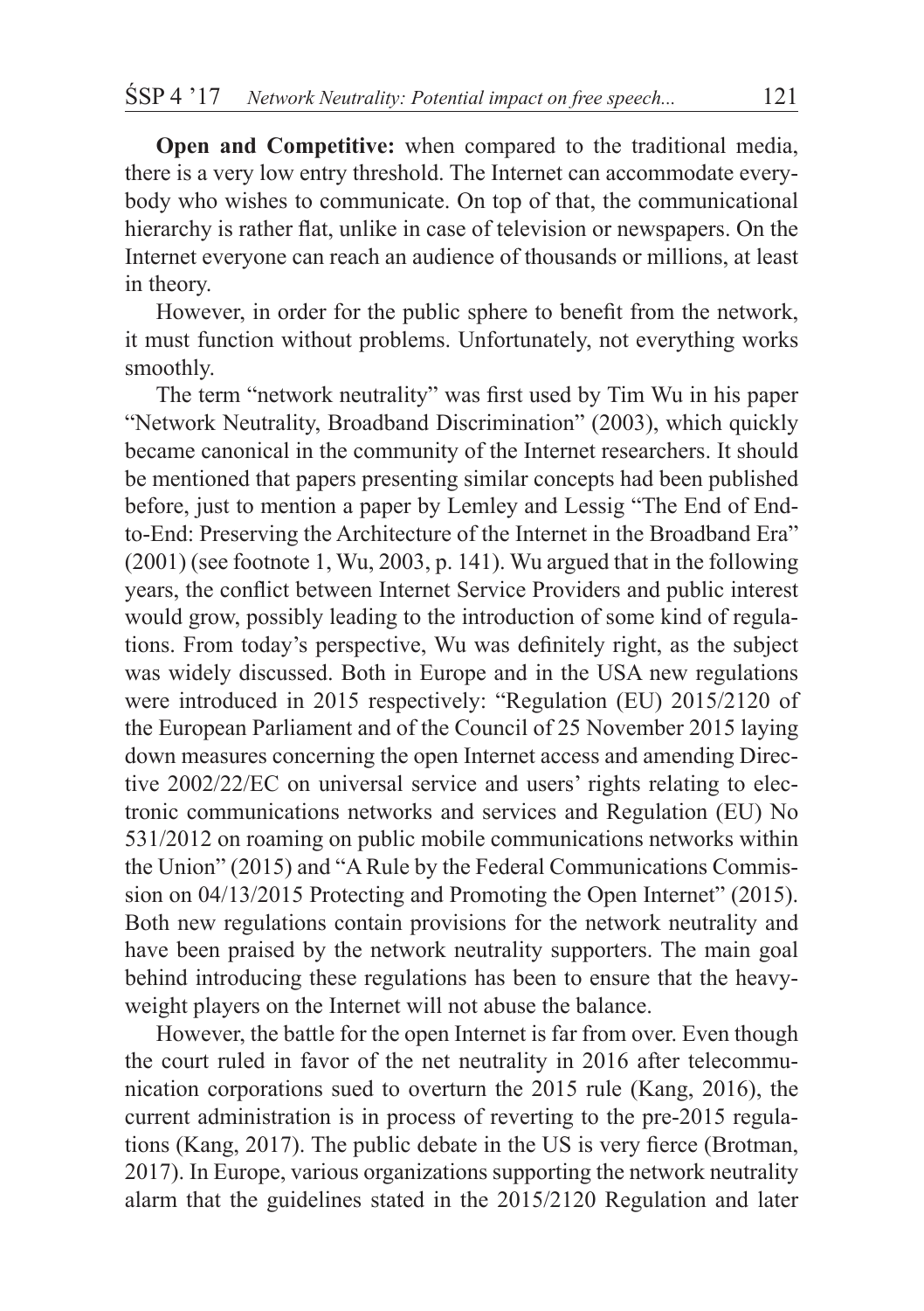**Open and Competitive:** when compared to the traditional media, there is a very low entry threshold. The Internet can accommodate everybody who wishes to communicate. On top of that, the communicational hierarchy is rather flat, unlike in case of television or newspapers. On the Internet everyone can reach an audience of thousands or millions, at least in theory.

However, in order for the public sphere to benefit from the network, it must function without problems. Unfortunately, not everything works smoothly.

The term "network neutrality" was first used by Tim Wu in his paper "Network Neutrality, Broadband Discrimination" (2003), which quickly became canonical in the community of the Internet researchers. It should be mentioned that papers presenting similar concepts had been published before, just to mention a paper by Lemley and Lessig "The End of End-to-End: Preserving the Architecture of the Internet in the Broadband Era" (2001) (see footnote 1, Wu, 2003, p. 141). Wu argued that in the following years, the conflict between Internet Service Providers and public interest would grow, possibly leading to the introduction of some kind of regulations. From today's perspective, Wu was definitely right, as the subject was widely discussed. Both in Europe and in the USA new regulations were introduced in 2015 respectively: "Regulation (EU) 2015/2120 of the European Parliament and of the Council of 25 November 2015 laying down measures concerning the open Internet access and amending Directive 2002/22/EC on universal service and users' rights relating to electronic communications networks and services and Regulation (EU) No 531/2012 on roaming on public mobile communications networks within the Union" (2015) and "A Rule by the Federal Communications Commission on 04/13/2015 Protecting and Promoting the Open Internet" (2015). Both new regulations contain provisions for the network neutrality and have been praised by the network neutrality supporters. The main goal behind introducing these regulations has been to ensure that the heavyweight players on the Internet will not abuse the balance.

However, the battle for the open Internet is far from over. Even though the court ruled in favor of the net neutrality in 2016 after telecommunication corporations sued to overturn the 2015 rule (Kang, 2016), the current administration is in process of reverting to the pre-2015 regulations (Kang, 2017). The public debate in the US is very fierce (Brotman, 2017). In Europe, various organizations supporting the network neutrality alarm that the guidelines stated in the 2015/2120 Regulation and later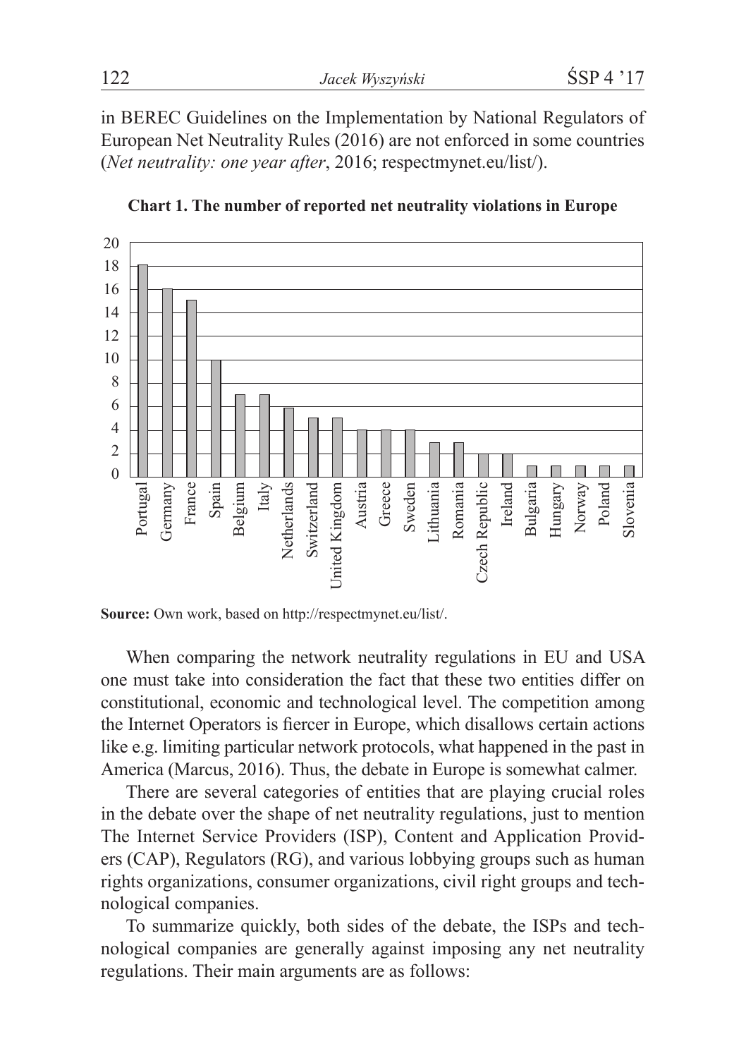in BEREC Guidelines on the Implementation by National Regulators of European Net Neutrality Rules (2016) are not enforced in some countries (*Net neutrality: one year after*, 2016; respectmynet.eu/list/).

**Chart 1. The number of reported net neutrality violations in Europe**

| Country | Number of reported violations |
|---|---|
| Portugal | 18 |
| Germany | 16 |
| France | 15 |
| Spain | 10 |
| Belgium | 7 |
| Italy | 7 |
| Netherlands | 6 |
| Switzerland | 5 |
| United Kingdom | 5 |
| Austria | 4 |
| Greece | 4 |
| Sweden | 4 |
| Lithuania | 3 |
| Romania | 3 |
| Czech Republic | 2 |
| Ireland | 2 |
| Bulgaria | 1 |
| Hungary | 1 |
| Norway | 1 |
| Poland | 1 |
| Slovenia | 1 |

**Source:** Own work, based on http://respectmynet.eu/list/.

When comparing the network neutrality regulations in EU and USA one must take into consideration the fact that these two entities differ on constitutional, economic and technological level. The competition among the Internet Operators is fiercer in Europe, which disallows certain actions like e.g. limiting particular network protocols, what happened in the past in America (Marcus, 2016). Thus, the debate in Europe is somewhat calmer.

There are several categories of entities that are playing crucial roles in the debate over the shape of net neutrality regulations, just to mention The Internet Service Providers (ISP), Content and Application Providers (CAP), Regulators (RG), and various lobbying groups such as human rights organizations, consumer organizations, civil right groups and technological companies.

To summarize quickly, both sides of the debate, the ISPs and technological companies are generally against imposing any net neutrality regulations. Their main arguments are as follows: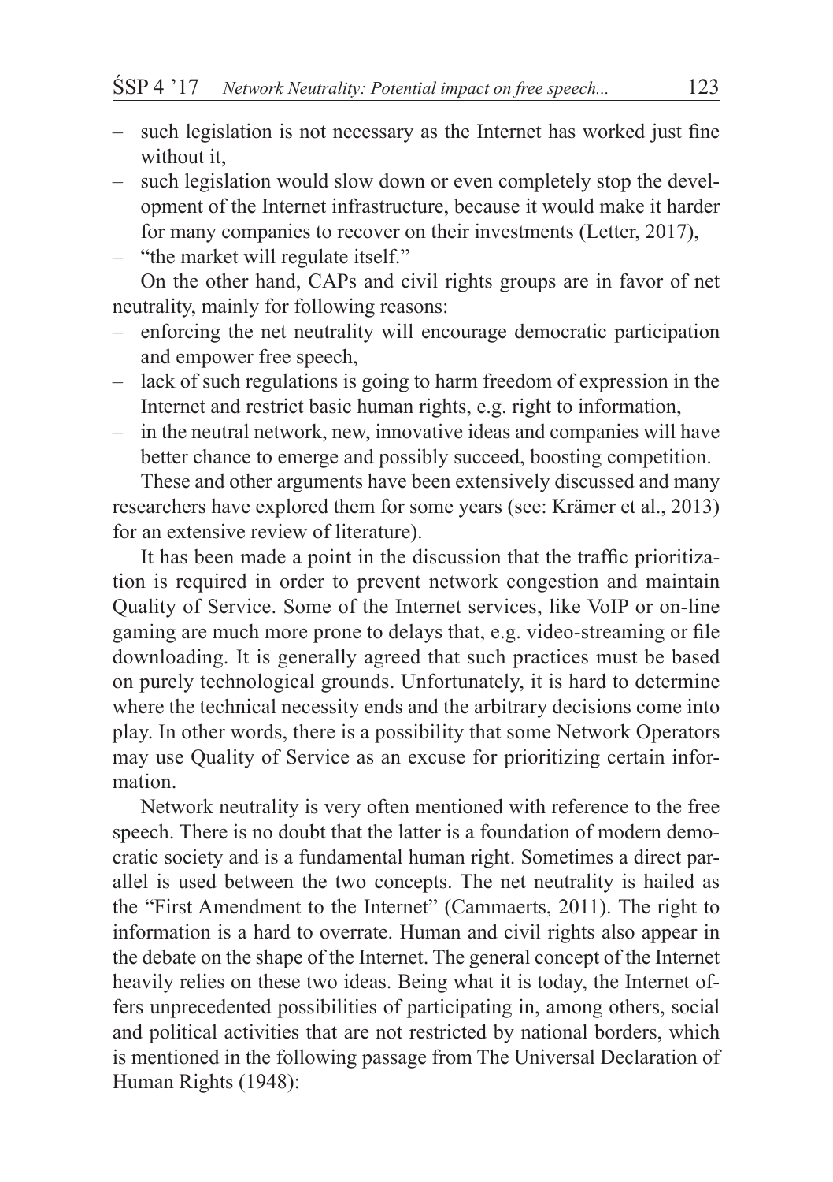- such legislation is not necessary as the Internet has worked just fine without it,
- such legislation would slow down or even completely stop the development of the Internet infrastructure, because it would make it harder for many companies to recover on their investments (Letter, 2017),
- "the market will regulate itself."

On the other hand, CAPs and civil rights groups are in favor of net neutrality, mainly for following reasons:

- enforcing the net neutrality will encourage democratic participation and empower free speech,
- lack of such regulations is going to harm freedom of expression in the Internet and restrict basic human rights, e.g. right to information,
- in the neutral network, new, innovative ideas and companies will have better chance to emerge and possibly succeed, boosting competition.

These and other arguments have been extensively discussed and many researchers have explored them for some years (see: Krämer et al., 2013) for an extensive review of literature).

It has been made a point in the discussion that the traffic prioritization is required in order to prevent network congestion and maintain Quality of Service. Some of the Internet services, like VoIP or on-line gaming are much more prone to delays that, e.g. video-streaming or file downloading. It is generally agreed that such practices must be based on purely technological grounds. Unfortunately, it is hard to determine where the technical necessity ends and the arbitrary decisions come into play. In other words, there is a possibility that some Network Operators may use Quality of Service as an excuse for prioritizing certain information.

Network neutrality is very often mentioned with reference to the free speech. There is no doubt that the latter is a foundation of modern democratic society and is a fundamental human right. Sometimes a direct parallel is used between the two concepts. The net neutrality is hailed as the "First Amendment to the Internet" (Cammaerts, 2011). The right to information is a hard to overrate. Human and civil rights also appear in the debate on the shape of the Internet. The general concept of the Internet heavily relies on these two ideas. Being what it is today, the Internet offers unprecedented possibilities of participating in, among others, social and political activities that are not restricted by national borders, which is mentioned in the following passage from The Universal Declaration of Human Rights (1948):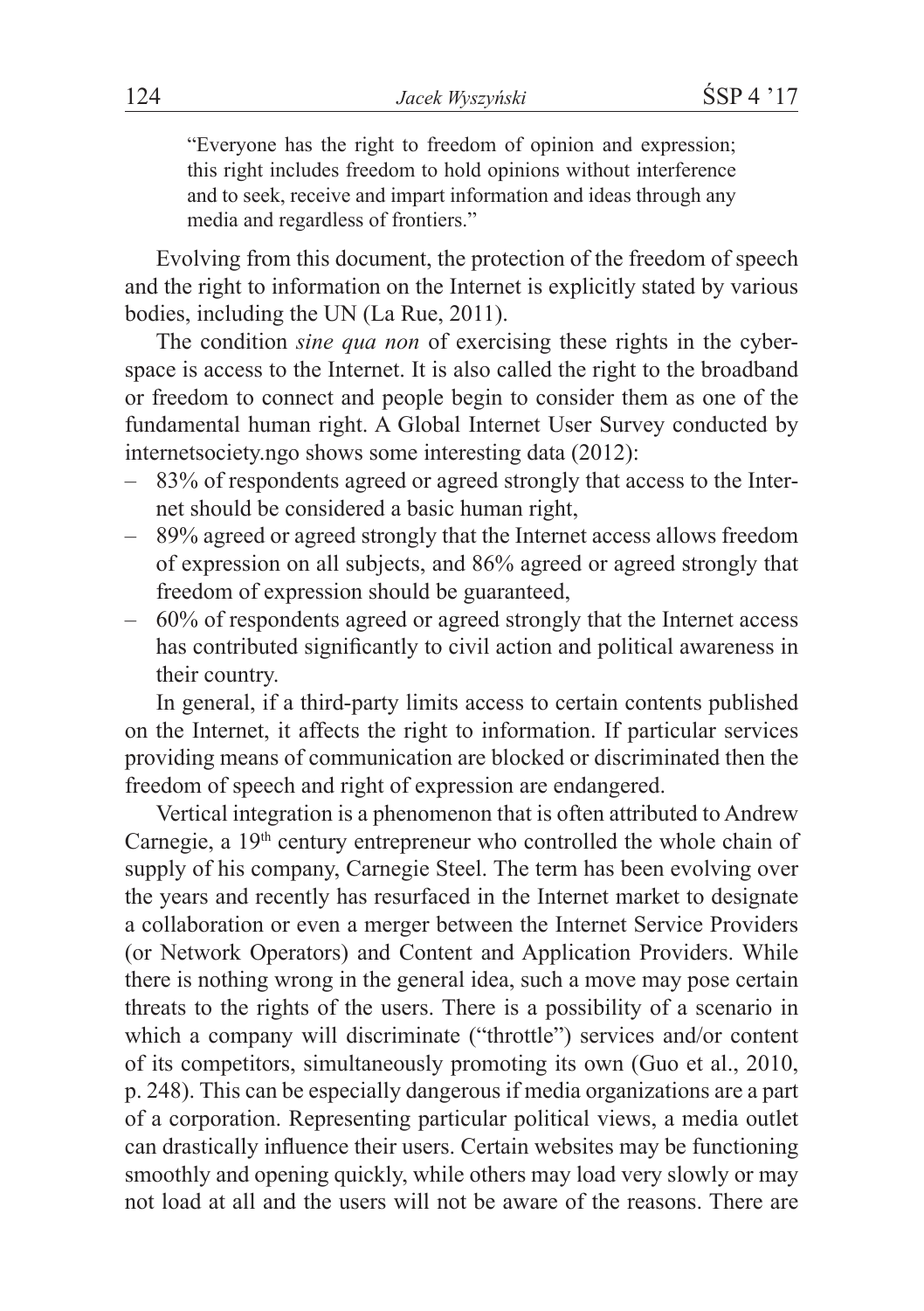> "Everyone has the right to freedom of opinion and expression; this right includes freedom to hold opinions without interference and to seek, receive and impart information and ideas through any media and regardless of frontiers."

Evolving from this document, the protection of the freedom of speech and the right to information on the Internet is explicitly stated by various bodies, including the UN (La Rue, 2011).

The condition *sine qua non* of exercising these rights in the cyberspace is access to the Internet. It is also called the right to the broadband or freedom to connect and people begin to consider them as one of the fundamental human right. A Global Internet User Survey conducted by internetsociety.ngo shows some interesting data (2012):

- 83% of respondents agreed or agreed strongly that access to the Internet should be considered a basic human right,
- 89% agreed or agreed strongly that the Internet access allows freedom of expression on all subjects, and 86% agreed or agreed strongly that freedom of expression should be guaranteed,
- 60% of respondents agreed or agreed strongly that the Internet access has contributed significantly to civil action and political awareness in their country.

In general, if a third-party limits access to certain contents published on the Internet, it affects the right to information. If particular services providing means of communication are blocked or discriminated then the freedom of speech and right of expression are endangered.

Vertical integration is a phenomenon that is often attributed to Andrew Carnegie, a 19th century entrepreneur who controlled the whole chain of supply of his company, Carnegie Steel. The term has been evolving over the years and recently has resurfaced in the Internet market to designate a collaboration or even a merger between the Internet Service Providers (or Network Operators) and Content and Application Providers. While there is nothing wrong in the general idea, such a move may pose certain threats to the rights of the users. There is a possibility of a scenario in which a company will discriminate ("throttle") services and/or content of its competitors, simultaneously promoting its own (Guo et al., 2010, p. 248). This can be especially dangerous if media organizations are a part of a corporation. Representing particular political views, a media outlet can drastically influence their users. Certain websites may be functioning smoothly and opening quickly, while others may load very slowly or may not load at all and the users will not be aware of the reasons. There are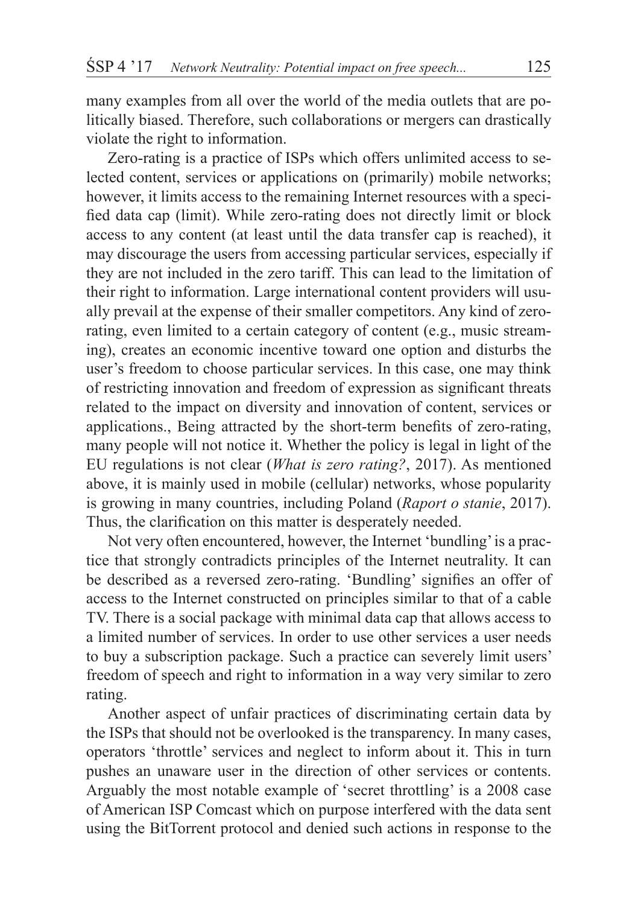many examples from all over the world of the media outlets that are politically biased. Therefore, such collaborations or mergers can drastically violate the right to information.

Zero-rating is a practice of ISPs which offers unlimited access to selected content, services or applications on (primarily) mobile networks; however, it limits access to the remaining Internet resources with a specified data cap (limit). While zero-rating does not directly limit or block access to any content (at least until the data transfer cap is reached), it may discourage the users from accessing particular services, especially if they are not included in the zero tariff. This can lead to the limitation of their right to information. Large international content providers will usually prevail at the expense of their smaller competitors. Any kind of zero-rating, even limited to a certain category of content (e.g., music streaming), creates an economic incentive toward one option and disturbs the user's freedom to choose particular services. In this case, one may think of restricting innovation and freedom of expression as significant threats related to the impact on diversity and innovation of content, services or applications., Being attracted by the short-term benefits of zero-rating, many people will not notice it. Whether the policy is legal in light of the EU regulations is not clear (*What is zero rating?*, 2017). As mentioned above, it is mainly used in mobile (cellular) networks, whose popularity is growing in many countries, including Poland (*Raport o stanie*, 2017). Thus, the clarification on this matter is desperately needed.

Not very often encountered, however, the Internet 'bundling' is a practice that strongly contradicts principles of the Internet neutrality. It can be described as a reversed zero-rating. 'Bundling' signifies an offer of access to the Internet constructed on principles similar to that of a cable TV. There is a social package with minimal data cap that allows access to a limited number of services. In order to use other services a user needs to buy a subscription package. Such a practice can severely limit users' freedom of speech and right to information in a way very similar to zero rating.

Another aspect of unfair practices of discriminating certain data by the ISPs that should not be overlooked is the transparency. In many cases, operators 'throttle' services and neglect to inform about it. This in turn pushes an unaware user in the direction of other services or contents. Arguably the most notable example of 'secret throttling' is a 2008 case of American ISP Comcast which on purpose interfered with the data sent using the BitTorrent protocol and denied such actions in response to the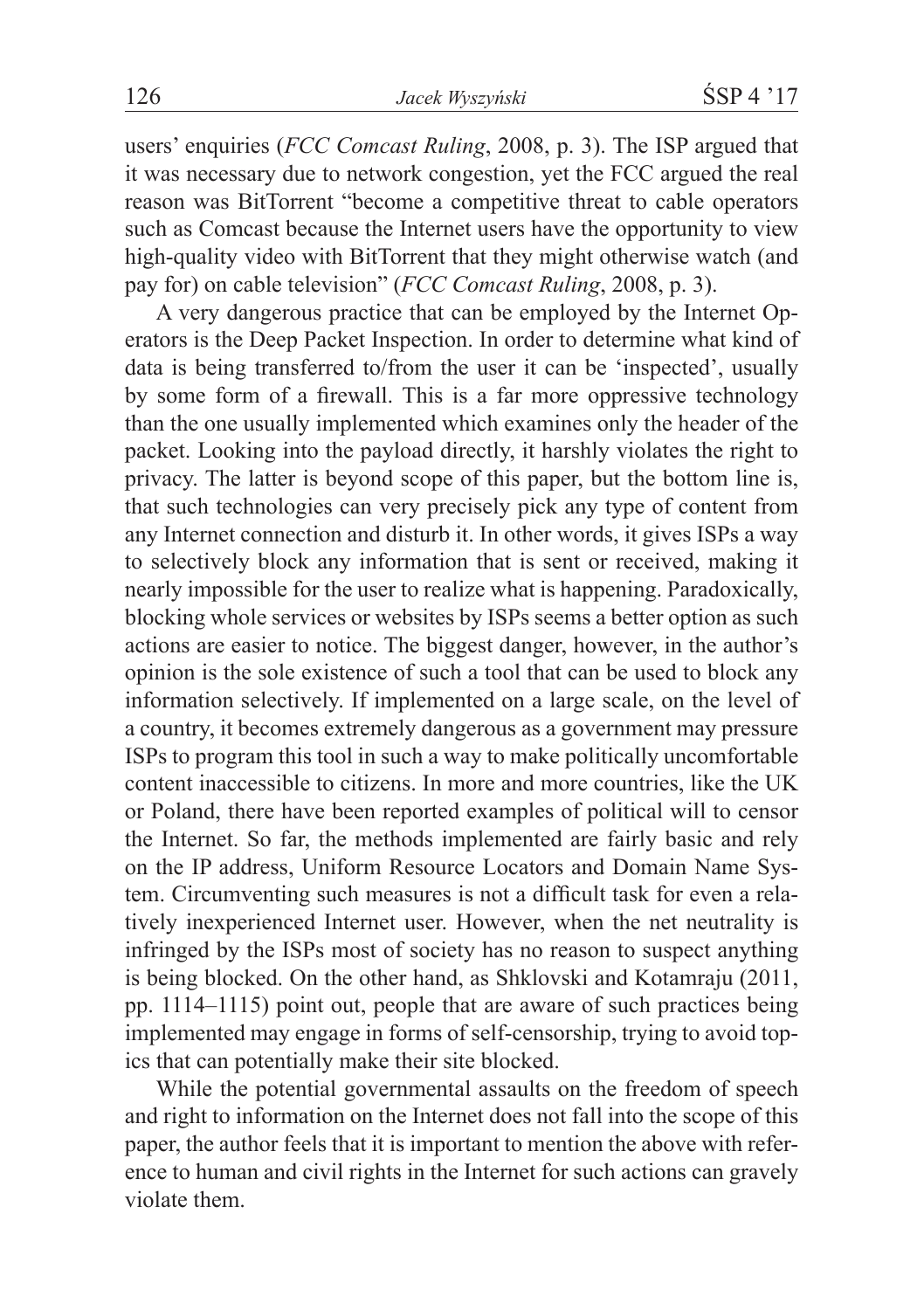users' enquiries (*FCC Comcast Ruling*, 2008, p. 3). The ISP argued that it was necessary due to network congestion, yet the FCC argued the real reason was BitTorrent "become a competitive threat to cable operators such as Comcast because the Internet users have the opportunity to view high-quality video with BitTorrent that they might otherwise watch (and pay for) on cable television" (*FCC Comcast Ruling*, 2008, p. 3).

A very dangerous practice that can be employed by the Internet Operators is the Deep Packet Inspection. In order to determine what kind of data is being transferred to/from the user it can be 'inspected', usually by some form of a firewall. This is a far more oppressive technology than the one usually implemented which examines only the header of the packet. Looking into the payload directly, it harshly violates the right to privacy. The latter is beyond scope of this paper, but the bottom line is, that such technologies can very precisely pick any type of content from any Internet connection and disturb it. In other words, it gives ISPs a way to selectively block any information that is sent or received, making it nearly impossible for the user to realize what is happening. Paradoxically, blocking whole services or websites by ISPs seems a better option as such actions are easier to notice. The biggest danger, however, in the author's opinion is the sole existence of such a tool that can be used to block any information selectively. If implemented on a large scale, on the level of a country, it becomes extremely dangerous as a government may pressure ISPs to program this tool in such a way to make politically uncomfortable content inaccessible to citizens. In more and more countries, like the UK or Poland, there have been reported examples of political will to censor the Internet. So far, the methods implemented are fairly basic and rely on the IP address, Uniform Resource Locators and Domain Name System. Circumventing such measures is not a difficult task for even a relatively inexperienced Internet user. However, when the net neutrality is infringed by the ISPs most of society has no reason to suspect anything is being blocked. On the other hand, as Shklovski and Kotamraju (2011, pp. 1114–1115) point out, people that are aware of such practices being implemented may engage in forms of self-censorship, trying to avoid topics that can potentially make their site blocked.

While the potential governmental assaults on the freedom of speech and right to information on the Internet does not fall into the scope of this paper, the author feels that it is important to mention the above with reference to human and civil rights in the Internet for such actions can gravely violate them.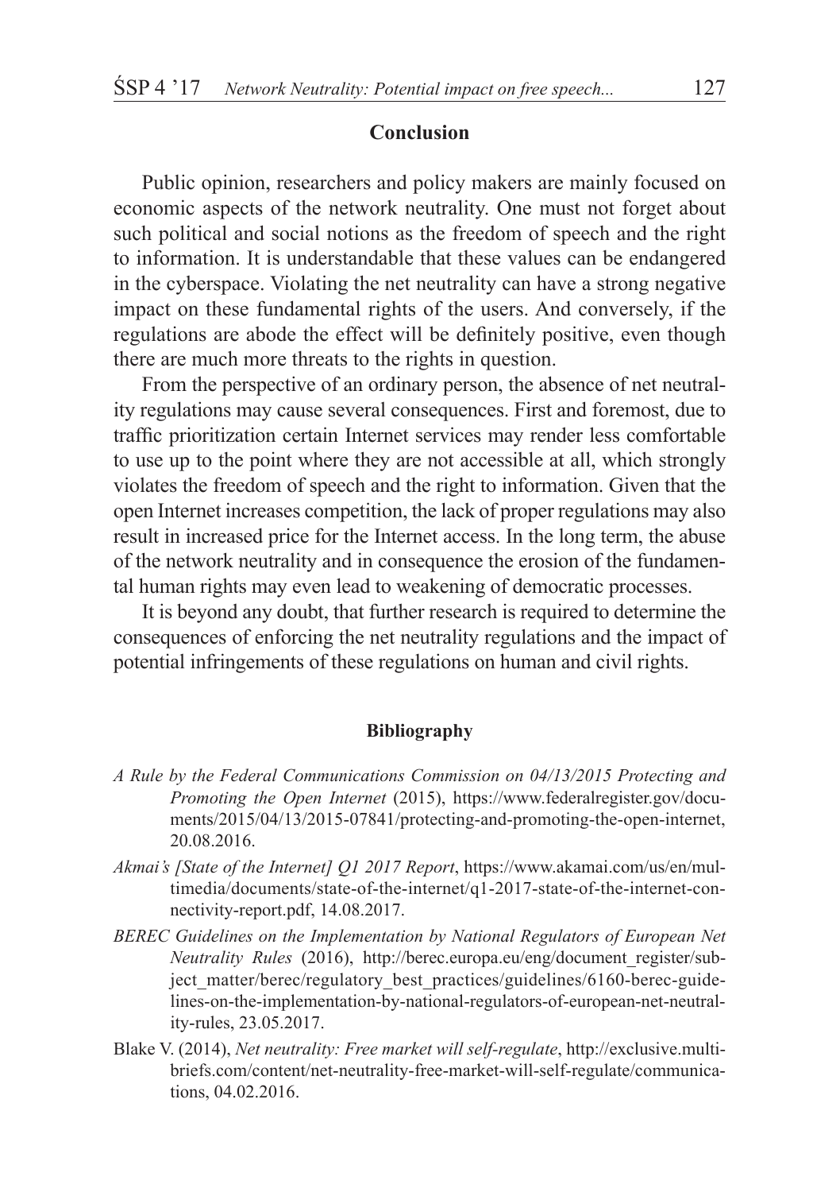## Conclusion

Public opinion, researchers and policy makers are mainly focused on economic aspects of the network neutrality. One must not forget about such political and social notions as the freedom of speech and the right to information. It is understandable that these values can be endangered in the cyberspace. Violating the net neutrality can have a strong negative impact on these fundamental rights of the users. And conversely, if the regulations are abode the effect will be definitely positive, even though there are much more threats to the rights in question.

From the perspective of an ordinary person, the absence of net neutrality regulations may cause several consequences. First and foremost, due to traffic prioritization certain Internet services may render less comfortable to use up to the point where they are not accessible at all, which strongly violates the freedom of speech and the right to information. Given that the open Internet increases competition, the lack of proper regulations may also result in increased price for the Internet access. In the long term, the abuse of the network neutrality and in consequence the erosion of the fundamental human rights may even lead to weakening of democratic processes.

It is beyond any doubt, that further research is required to determine the consequences of enforcing the net neutrality regulations and the impact of potential infringements of these regulations on human and civil rights.

### Bibliography

*A Rule by the Federal Communications Commission on 04/13/2015 Protecting and Promoting the Open Internet* (2015), https://www.federalregister.gov/documents/2015/04/13/2015-07841/protecting-and-promoting-the-open-internet, 20.08.2016.

*Akmai's [State of the Internet] Q1 2017 Report*, https://www.akamai.com/us/en/multimedia/documents/state-of-the-internet/q1-2017-state-of-the-internet-connectivity-report.pdf, 14.08.2017.

*BEREC Guidelines on the Implementation by National Regulators of European Net Neutrality Rules* (2016), http://berec.europa.eu/eng/document_register/subject_matter/berec/regulatory_best_practices/guidelines/6160-berec-guidelines-on-the-implementation-by-national-regulators-of-european-net-neutrality-rules, 23.05.2017.

Blake V. (2014), *Net neutrality: Free market will self-regulate*, http://exclusive.multibriefs.com/content/net-neutrality-free-market-will-self-regulate/communications, 04.02.2016.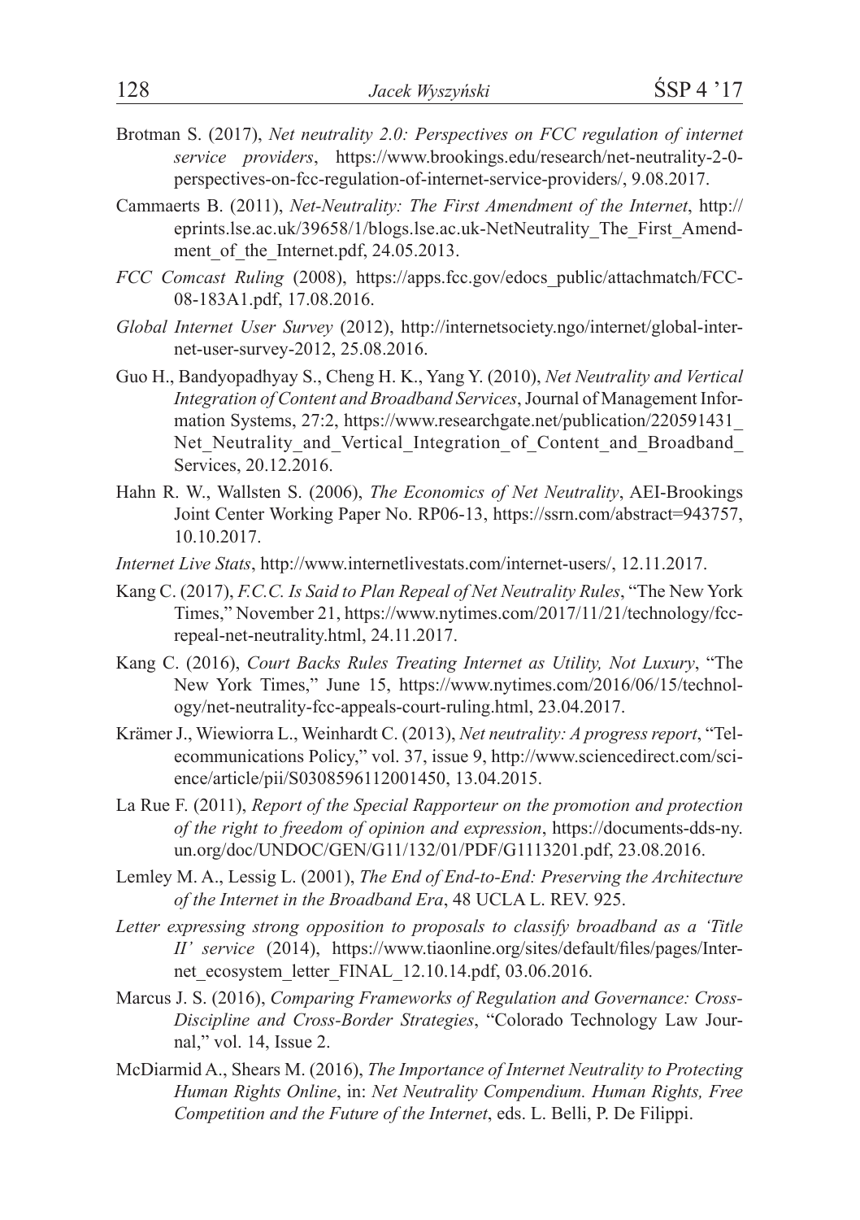Brotman S. (2017), *Net neutrality 2.0: Perspectives on FCC regulation of internet service providers*, https://www.brookings.edu/research/net-neutrality-2-0-perspectives-on-fcc-regulation-of-internet-service-providers/, 9.08.2017.

Cammaerts B. (2011), *Net-Neutrality: The First Amendment of the Internet*, http://eprints.lse.ac.uk/39658/1/blogs.lse.ac.uk-NetNeutrality_The_First_Amendment_of_the_Internet.pdf, 24.05.2013.

*FCC Comcast Ruling* (2008), https://apps.fcc.gov/edocs_public/attachmatch/FCC-08-183A1.pdf, 17.08.2016.

*Global Internet User Survey* (2012), http://internetsociety.ngo/internet/global-internet-user-survey-2012, 25.08.2016.

Guo H., Bandyopadhyay S., Cheng H. K., Yang Y. (2010), *Net Neutrality and Vertical Integration of Content and Broadband Services*, Journal of Management Information Systems, 27:2, https://www.researchgate.net/publication/220591431_Net_Neutrality_and_Vertical_Integration_of_Content_and_Broadband_Services, 20.12.2016.

Hahn R. W., Wallsten S. (2006), *The Economics of Net Neutrality*, AEI-Brookings Joint Center Working Paper No. RP06-13, https://ssrn.com/abstract=943757, 10.10.2017.

*Internet Live Stats*, http://www.internetlivestats.com/internet-users/, 12.11.2017.

Kang C. (2017), *F.C.C. Is Said to Plan Repeal of Net Neutrality Rules*, "The New York Times," November 21, https://www.nytimes.com/2017/11/21/technology/fcc-repeal-net-neutrality.html, 24.11.2017.

Kang C. (2016), *Court Backs Rules Treating Internet as Utility, Not Luxury*, "The New York Times," June 15, https://www.nytimes.com/2016/06/15/technology/net-neutrality-fcc-appeals-court-ruling.html, 23.04.2017.

Krämer J., Wiewiorra L., Weinhardt C. (2013), *Net neutrality: A progress report*, "Telecommunications Policy," vol. 37, issue 9, http://www.sciencedirect.com/science/article/pii/S0308596112001450, 13.04.2015.

La Rue F. (2011), *Report of the Special Rapporteur on the promotion and protection of the right to freedom of opinion and expression*, https://documents-dds-ny.un.org/doc/UNDOC/GEN/G11/132/01/PDF/G1113201.pdf, 23.08.2016.

Lemley M. A., Lessig L. (2001), *The End of End-to-End: Preserving the Architecture of the Internet in the Broadband Era*, 48 UCLA L. REV. 925.

*Letter expressing strong opposition to proposals to classify broadband as a 'Title II' service* (2014), https://www.tiaonline.org/sites/default/files/pages/Internet_ecosystem_letter_FINAL_12.10.14.pdf, 03.06.2016.

Marcus J. S. (2016), *Comparing Frameworks of Regulation and Governance: Cross-Discipline and Cross-Border Strategies*, "Colorado Technology Law Journal," vol. 14, Issue 2.

McDiarmid A., Shears M. (2016), *The Importance of Internet Neutrality to Protecting Human Rights Online*, in: *Net Neutrality Compendium. Human Rights, Free Competition and the Future of the Internet*, eds. L. Belli, P. De Filippi.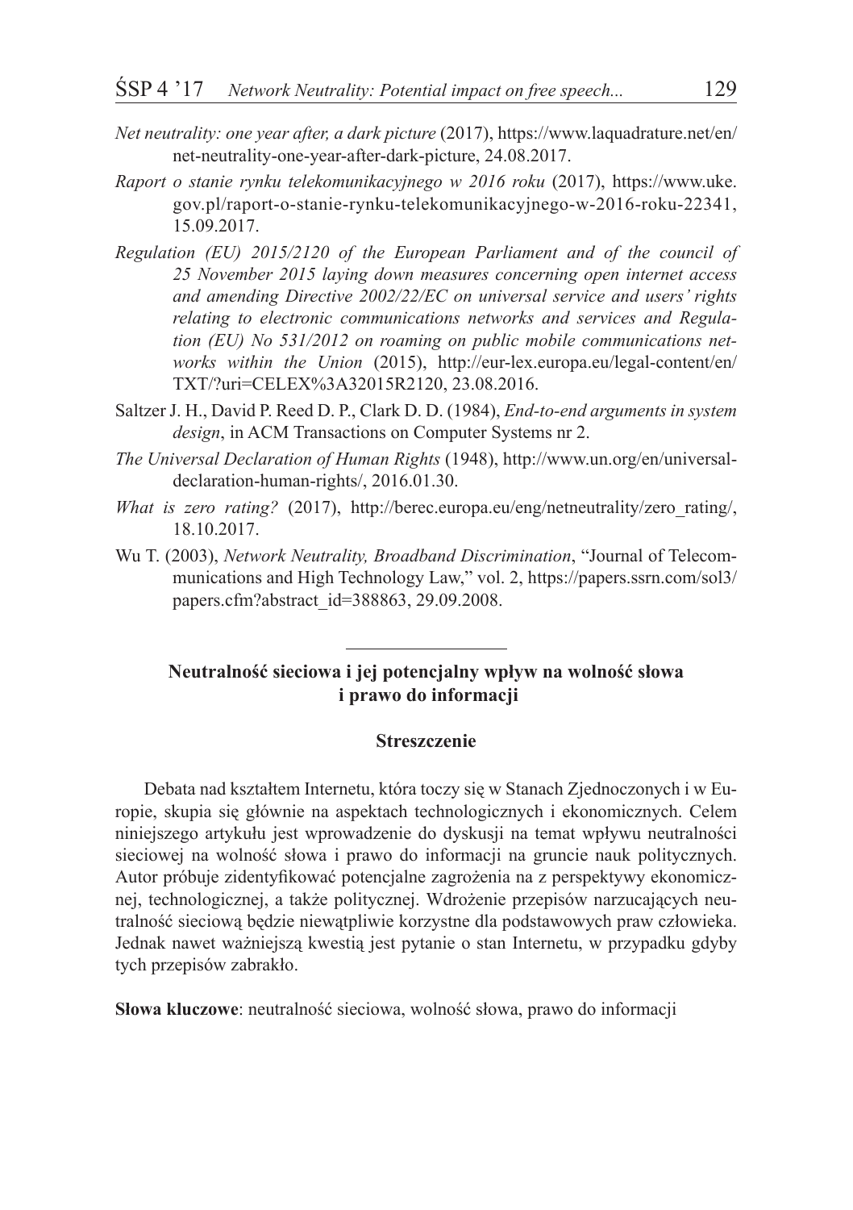*Net neutrality: one year after, a dark picture* (2017), https://www.laquadrature.net/en/net-neutrality-one-year-after-dark-picture, 24.08.2017.

*Raport o stanie rynku telekomunikacyjnego w 2016 roku* (2017), https://www.uke.gov.pl/raport-o-stanie-rynku-telekomunikacyjnego-w-2016-roku-22341, 15.09.2017.

*Regulation (EU) 2015/2120 of the European Parliament and of the council of 25 November 2015 laying down measures concerning open internet access and amending Directive 2002/22/EC on universal service and users' rights relating to electronic communications networks and services and Regulation (EU) No 531/2012 on roaming on public mobile communications networks within the Union* (2015), http://eur-lex.europa.eu/legal-content/en/TXT/?uri=CELEX%3A32015R2120, 23.08.2016.

Saltzer J. H., David P. Reed D. P., Clark D. D. (1984), *End-to-end arguments in system design*, in ACM Transactions on Computer Systems nr 2.

*The Universal Declaration of Human Rights* (1948), http://www.un.org/en/universal-declaration-human-rights/, 2016.01.30.

*What is zero rating?* (2017), http://berec.europa.eu/eng/netneutrality/zero_rating/, 18.10.2017.

Wu T. (2003), *Network Neutrality, Broadband Discrimination*, "Journal of Telecommunications and High Technology Law," vol. 2, https://papers.ssrn.com/sol3/papers.cfm?abstract_id=388863, 29.09.2008.

---

## Neutralność sieciowa i jej potencjalny wpływ na wolność słowa i prawo do informacji

### Streszczenie

Debata nad kształtem Internetu, która toczy się w Stanach Zjednoczonych i w Europie, skupia się głównie na aspektach technologicznych i ekonomicznych. Celem niniejszego artykułu jest wprowadzenie do dyskusji na temat wpływu neutralności sieciowej na wolność słowa i prawo do informacji na gruncie nauk politycznych. Autor próbuje zidentyfikować potencjalne zagrożenia na z perspektywy ekonomicznej, technologicznej, a także politycznej. Wdrożenie przepisów narzucających neutralność sieciową będzie niewątpliwie korzystne dla podstawowych praw człowieka. Jednak nawet ważniejszą kwestią jest pytanie o stan Internetu, w przypadku gdyby tych przepisów zabrakło.

**Słowa kluczowe**: neutralność sieciowa, wolność słowa, prawo do informacji